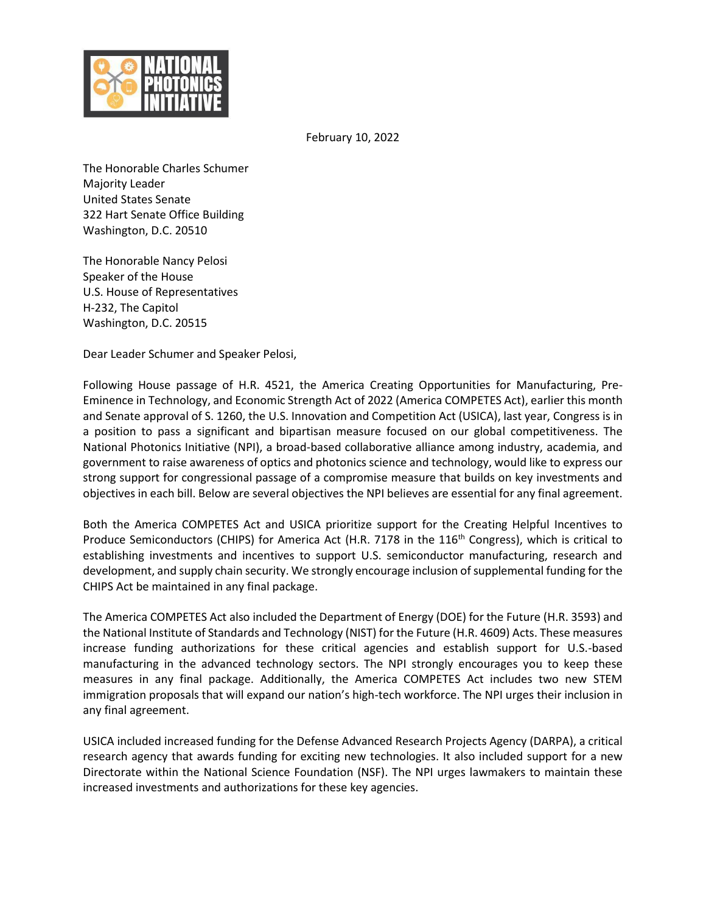February 10, 2022

The Honorable Charles Schumer
Majority Leader
United States Senate
322 Hart Senate Office Building
Washington, D.C. 20510

The Honorable Nancy Pelosi
Speaker of the House
U.S. House of Representatives
H-232, The Capitol
Washington, D.C. 20515

Dear Leader Schumer and Speaker Pelosi,

Following House passage of H.R. 4521, the America Creating Opportunities for Manufacturing, Pre-Eminence in Technology, and Economic Strength Act of 2022 (America COMPETES Act), earlier this month and Senate approval of S. 1260, the U.S. Innovation and Competition Act (USICA), last year, Congress is in a position to pass a significant and bipartisan measure focused on our global competitiveness. The National Photonics Initiative (NPI), a broad-based collaborative alliance among industry, academia, and government to raise awareness of optics and photonics science and technology, would like to express our strong support for congressional passage of a compromise measure that builds on key investments and objectives in each bill. Below are several objectives the NPI believes are essential for any final agreement.

Both the America COMPETES Act and USICA prioritize support for the Creating Helpful Incentives to Produce Semiconductors (CHIPS) for America Act (H.R. 7178 in the 116th Congress), which is critical to establishing investments and incentives to support U.S. semiconductor manufacturing, research and development, and supply chain security. We strongly encourage inclusion of supplemental funding for the CHIPS Act be maintained in any final package.

The America COMPETES Act also included the Department of Energy (DOE) for the Future (H.R. 3593) and the National Institute of Standards and Technology (NIST) for the Future (H.R. 4609) Acts. These measures increase funding authorizations for these critical agencies and establish support for U.S.-based manufacturing in the advanced technology sectors. The NPI strongly encourages you to keep these measures in any final package. Additionally, the America COMPETES Act includes two new STEM immigration proposals that will expand our nation's high-tech workforce. The NPI urges their inclusion in any final agreement.

USICA included increased funding for the Defense Advanced Research Projects Agency (DARPA), a critical research agency that awards funding for exciting new technologies. It also included support for a new Directorate within the National Science Foundation (NSF). The NPI urges lawmakers to maintain these increased investments and authorizations for these key agencies.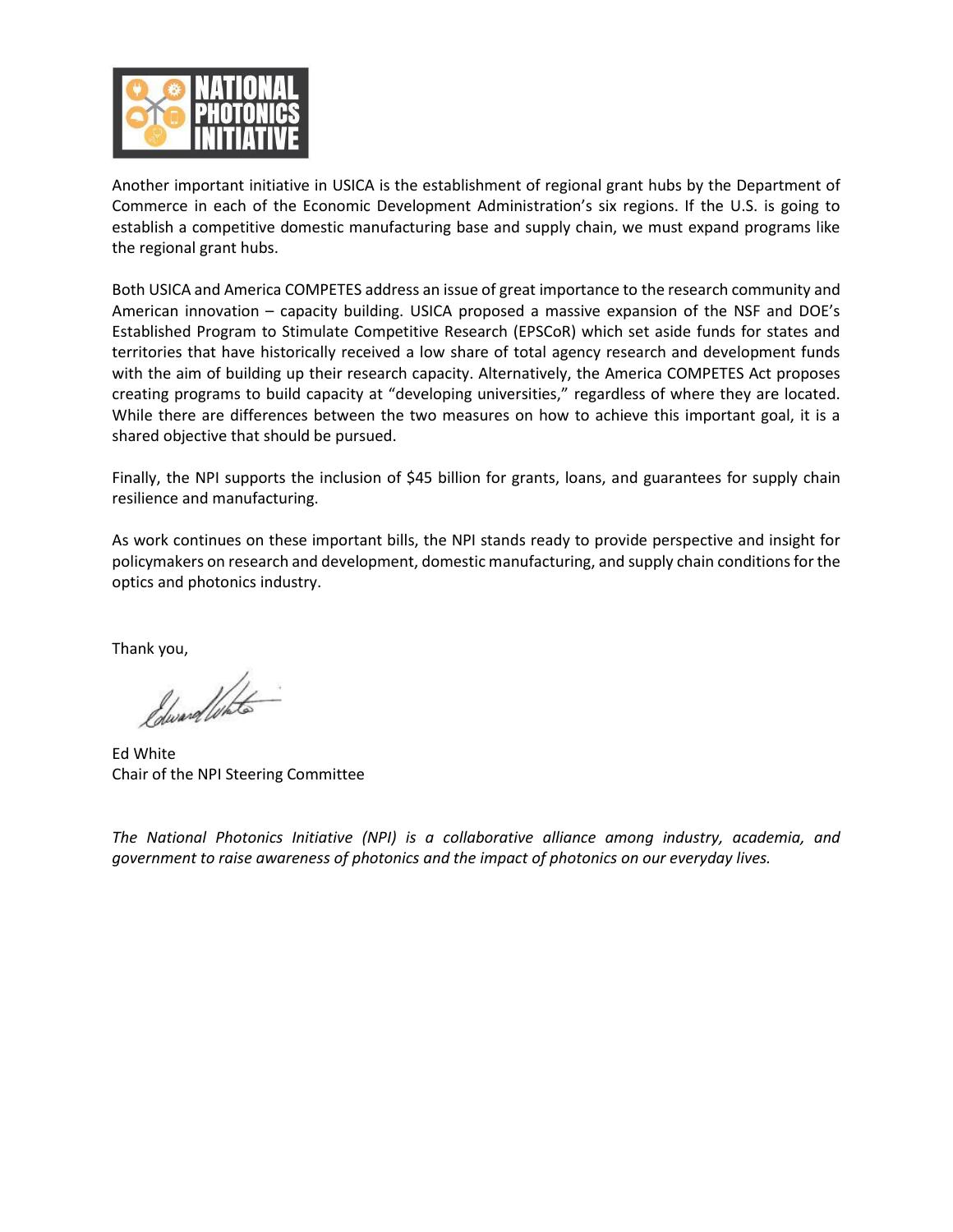Another important initiative in USICA is the establishment of regional grant hubs by the Department of Commerce in each of the Economic Development Administration's six regions. If the U.S. is going to establish a competitive domestic manufacturing base and supply chain, we must expand programs like the regional grant hubs.

Both USICA and America COMPETES address an issue of great importance to the research community and American innovation – capacity building. USICA proposed a massive expansion of the NSF and DOE's Established Program to Stimulate Competitive Research (EPSCoR) which set aside funds for states and territories that have historically received a low share of total agency research and development funds with the aim of building up their research capacity. Alternatively, the America COMPETES Act proposes creating programs to build capacity at "developing universities," regardless of where they are located. While there are differences between the two measures on how to achieve this important goal, it is a shared objective that should be pursued.

Finally, the NPI supports the inclusion of $45 billion for grants, loans, and guarantees for supply chain resilience and manufacturing.

As work continues on these important bills, the NPI stands ready to provide perspective and insight for policymakers on research and development, domestic manufacturing, and supply chain conditions for the optics and photonics industry.

Thank you,

Ed White
Chair of the NPI Steering Committee

*The National Photonics Initiative (NPI) is a collaborative alliance among industry, academia, and government to raise awareness of photonics and the impact of photonics on our everyday lives.*